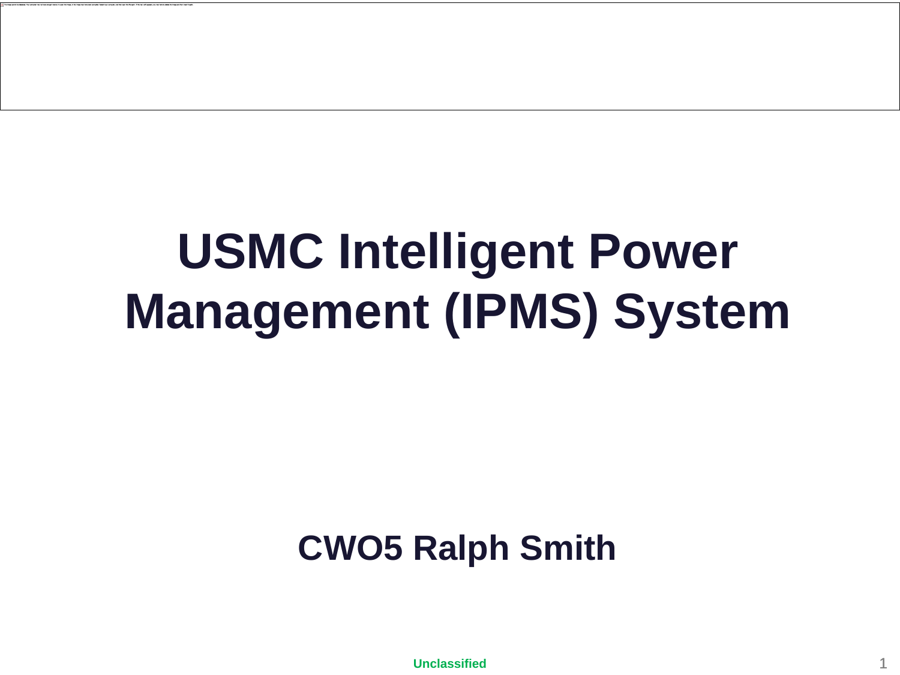# USMC Intelligent Power Management (IPMS) System

**CWO5 Ralph Smith**

**Unclassified**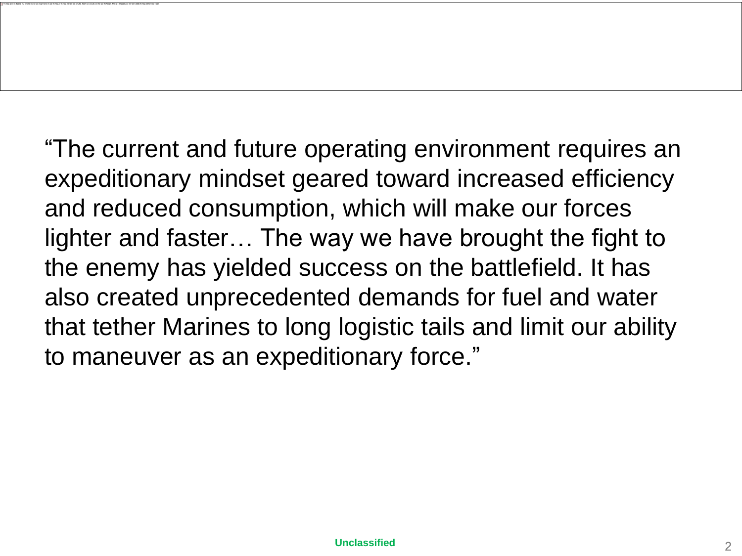“The current and future operating environment requires an expeditionary mindset geared toward increased efficiency and reduced consumption, which will make our forces lighter and faster… The way we have brought the fight to the enemy has yielded success on the battlefield. It has also created unprecedented demands for fuel and water that tether Marines to long logistic tails and limit our ability to maneuver as an expeditionary force.”

Unclassified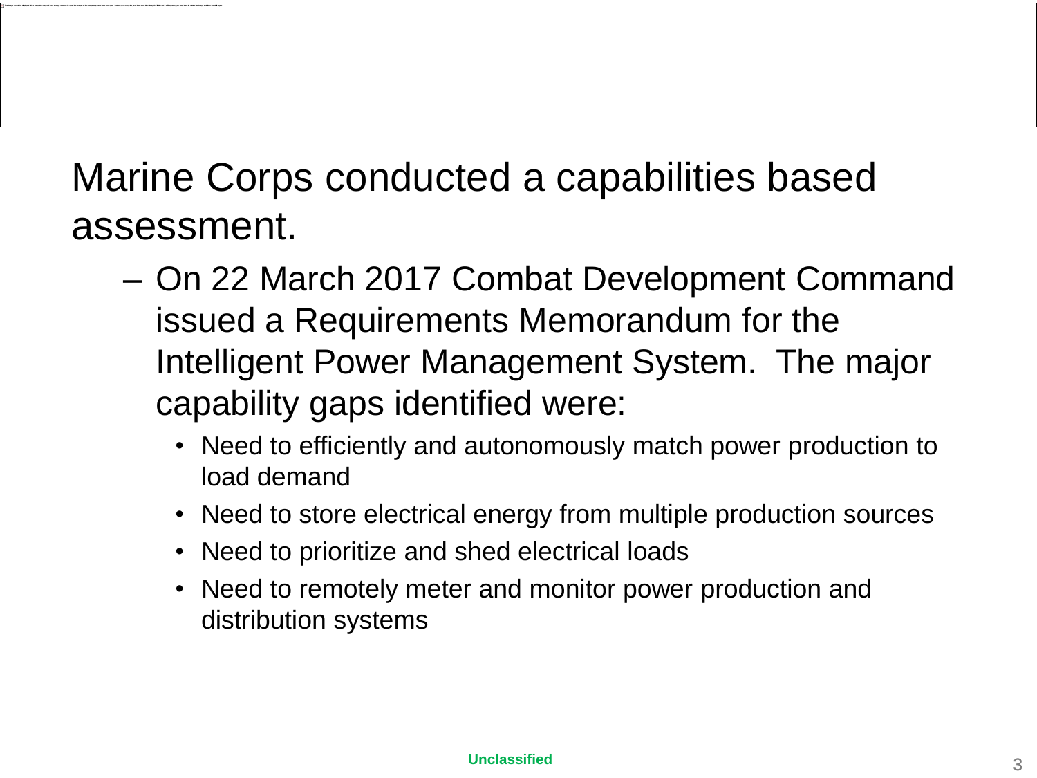Marine Corps conducted a capabilities based assessment.

- On 22 March 2017 Combat Development Command issued a Requirements Memorandum for the Intelligent Power Management System. The major capability gaps identified were:
  - Need to efficiently and autonomously match power production to load demand
  - Need to store electrical energy from multiple production sources
  - Need to prioritize and shed electrical loads
  - Need to remotely meter and monitor power production and distribution systems

Unclassified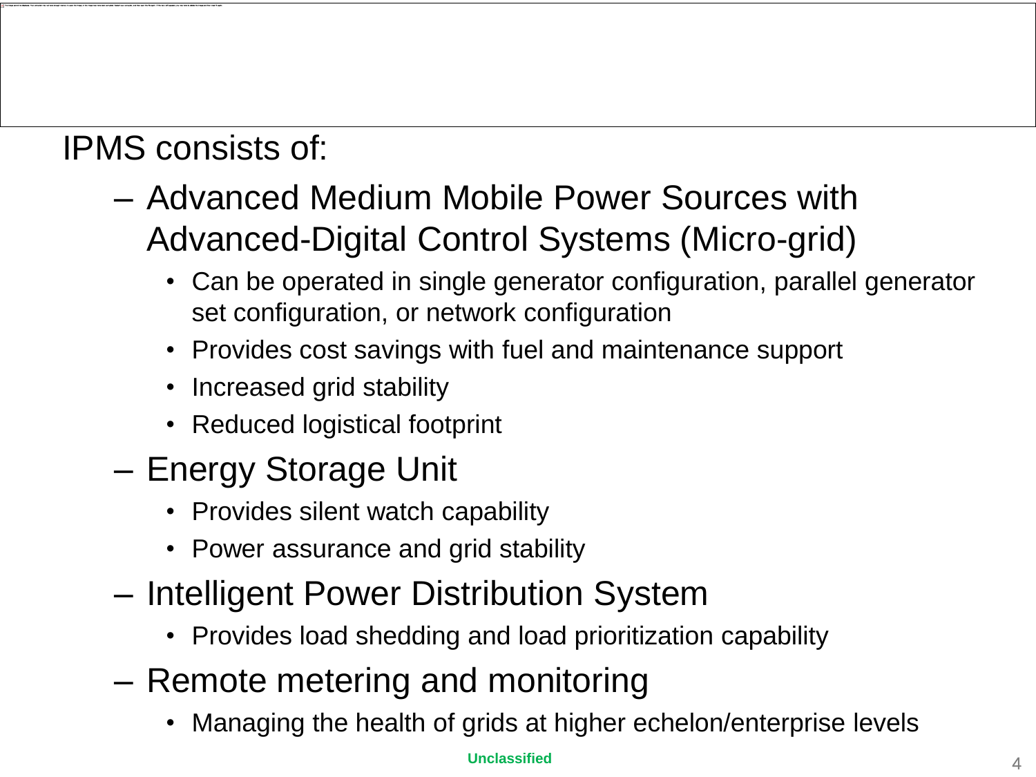IPMS consists of:

- Advanced Medium Mobile Power Sources with Advanced-Digital Control Systems (Micro-grid)
  - Can be operated in single generator configuration, parallel generator set configuration, or network configuration
  - Provides cost savings with fuel and maintenance support
  - Increased grid stability
  - Reduced logistical footprint
- Energy Storage Unit
  - Provides silent watch capability
  - Power assurance and grid stability
- Intelligent Power Distribution System
  - Provides load shedding and load prioritization capability
- Remote metering and monitoring
  - Managing the health of grids at higher echelon/enterprise levels

Unclassified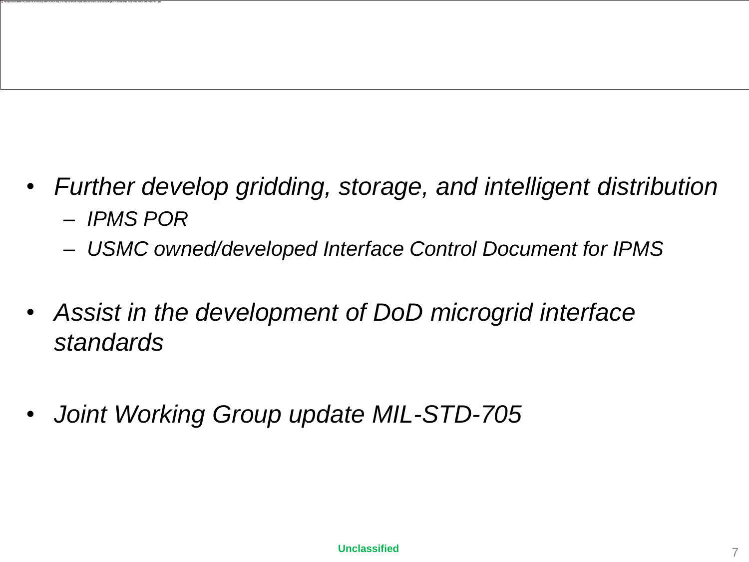- *Further develop gridding, storage, and intelligent distribution*
  - *IPMS POR*
  - *USMC owned/developed Interface Control Document for IPMS*
- *Assist in the development of DoD microgrid interface standards*
- *Joint Working Group update MIL-STD-705*

**Unclassified**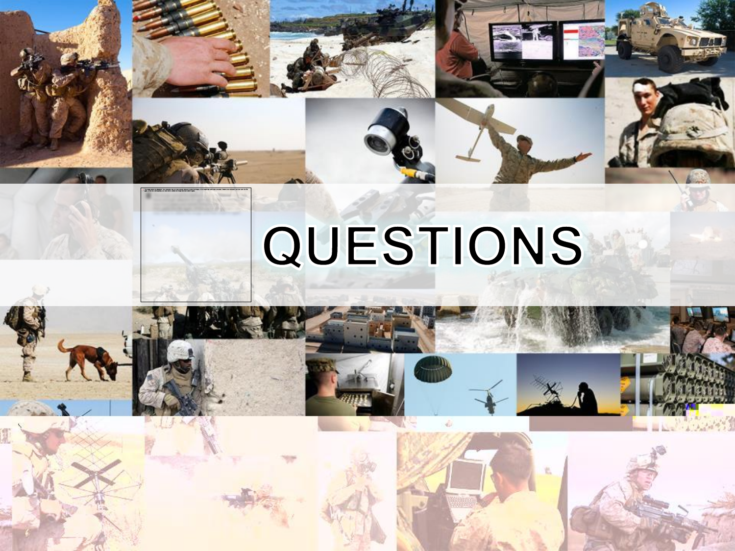# QUESTIONS